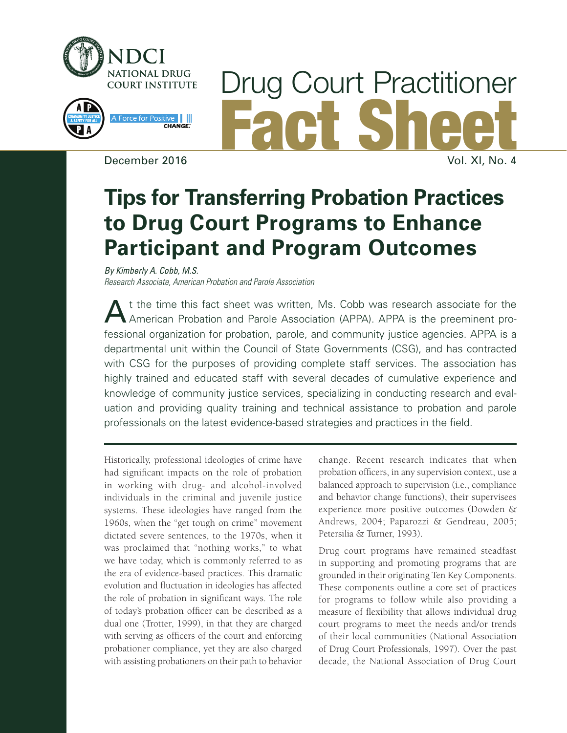NDCI
NATIONAL DRUG COURT INSTITUTE

A Force for Positive CHANGE.

# Drug Court Practitioner Fact Sheet

December 2016 Vol. XI, No. 4

## Tips for Transferring Probation Practices to Drug Court Programs to Enhance Participant and Program Outcomes

*By Kimberly A. Cobb, M.S.*
*Research Associate, American Probation and Parole Association*

At the time this fact sheet was written, Ms. Cobb was research associate for the American Probation and Parole Association (APPA). APPA is the preeminent professional organization for probation, parole, and community justice agencies. APPA is a departmental unit within the Council of State Governments (CSG), and has contracted with CSG for the purposes of providing complete staff services. The association has highly trained and educated staff with several decades of cumulative experience and knowledge of community justice services, specializing in conducting research and evaluation and providing quality training and technical assistance to probation and parole professionals on the latest evidence-based strategies and practices in the field.

Historically, professional ideologies of crime have had significant impacts on the role of probation in working with drug- and alcohol-involved individuals in the criminal and juvenile justice systems. These ideologies have ranged from the 1960s, when the "get tough on crime" movement dictated severe sentences, to the 1970s, when it was proclaimed that "nothing works," to what we have today, which is commonly referred to as the era of evidence-based practices. This dramatic evolution and fluctuation in ideologies has affected the role of probation in significant ways. The role of today's probation officer can be described as a dual one (Trotter, 1999), in that they are charged with serving as officers of the court and enforcing probationer compliance, yet they are also charged with assisting probationers on their path to behavior change. Recent research indicates that when probation officers, in any supervision context, use a balanced approach to supervision (i.e., compliance and behavior change functions), their supervisees experience more positive outcomes (Dowden & Andrews, 2004; Paparozzi & Gendreau, 2005; Petersilia & Turner, 1993).

Drug court programs have remained steadfast in supporting and promoting programs that are grounded in their originating Ten Key Components. These components outline a core set of practices for programs to follow while also providing a measure of flexibility that allows individual drug court programs to meet the needs and/or trends of their local communities (National Association of Drug Court Professionals, 1997). Over the past decade, the National Association of Drug Court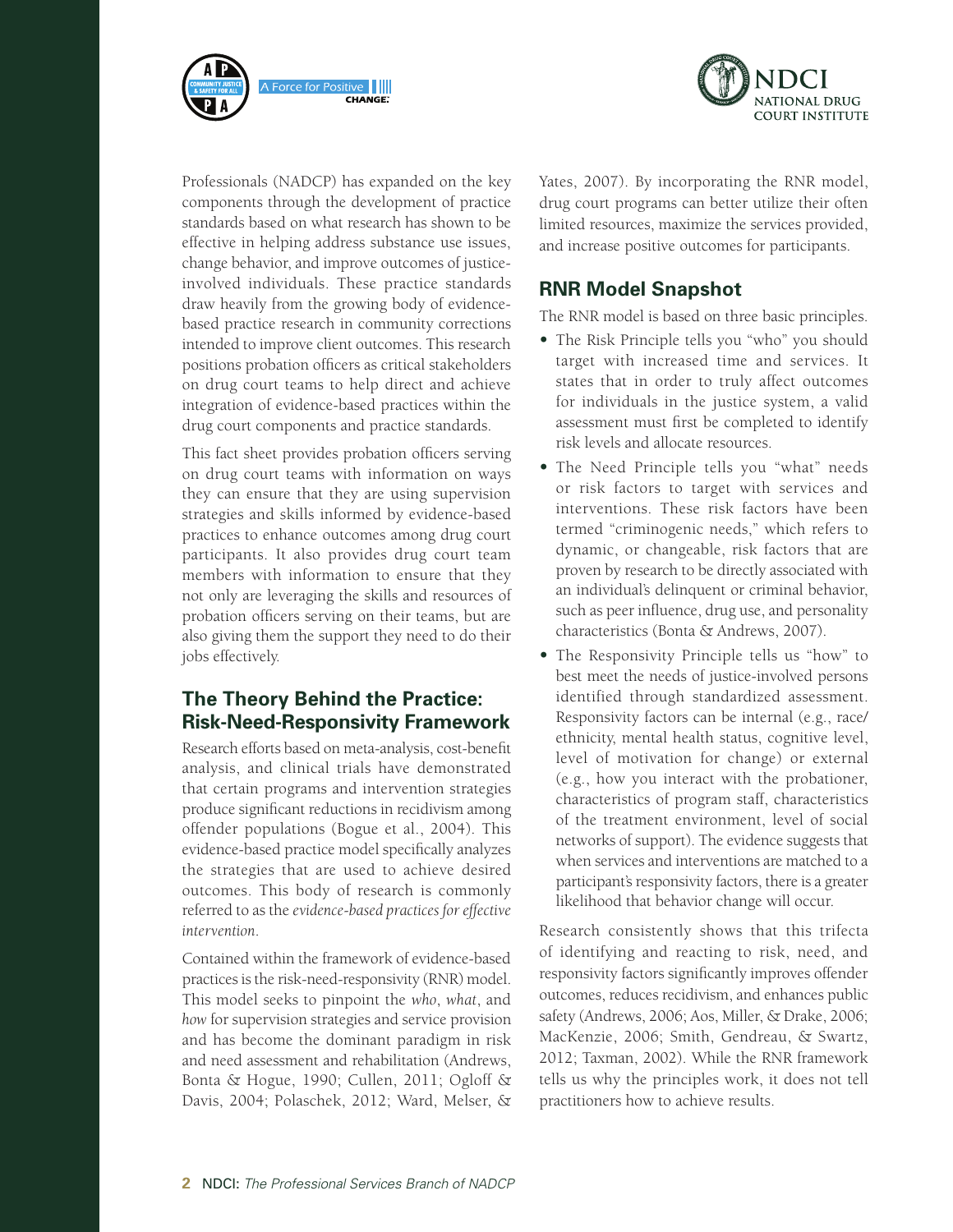Professionals (NADCP) has expanded on the key components through the development of practice standards based on what research has shown to be effective in helping address substance use issues, change behavior, and improve outcomes of justice-involved individuals. These practice standards draw heavily from the growing body of evidence-based practice research in community corrections intended to improve client outcomes. This research positions probation officers as critical stakeholders on drug court teams to help direct and achieve integration of evidence-based practices within the drug court components and practice standards.

This fact sheet provides probation officers serving on drug court teams with information on ways they can ensure that they are using supervision strategies and skills informed by evidence-based practices to enhance outcomes among drug court participants. It also provides drug court team members with information to ensure that they not only are leveraging the skills and resources of probation officers serving on their teams, but are also giving them the support they need to do their jobs effectively.

## The Theory Behind the Practice: Risk-Need-Responsivity Framework

Research efforts based on meta-analysis, cost-benefit analysis, and clinical trials have demonstrated that certain programs and intervention strategies produce significant reductions in recidivism among offender populations (Bogue et al., 2004). This evidence-based practice model specifically analyzes the strategies that are used to achieve desired outcomes. This body of research is commonly referred to as the *evidence-based practices for effective intervention*.

Contained within the framework of evidence-based practices is the risk-need-responsivity (RNR) model. This model seeks to pinpoint the *who*, *what*, and *how* for supervision strategies and service provision and has become the dominant paradigm in risk and need assessment and rehabilitation (Andrews, Bonta & Hogue, 1990; Cullen, 2011; Ogloff & Davis, 2004; Polaschek, 2012; Ward, Melser, & Yates, 2007). By incorporating the RNR model, drug court programs can better utilize their often limited resources, maximize the services provided, and increase positive outcomes for participants.

## RNR Model Snapshot

The RNR model is based on three basic principles.

- The Risk Principle tells you "who" you should target with increased time and services. It states that in order to truly affect outcomes for individuals in the justice system, a valid assessment must first be completed to identify risk levels and allocate resources.
- The Need Principle tells you "what" needs or risk factors to target with services and interventions. These risk factors have been termed "criminogenic needs," which refers to dynamic, or changeable, risk factors that are proven by research to be directly associated with an individual's delinquent or criminal behavior, such as peer influence, drug use, and personality characteristics (Bonta & Andrews, 2007).
- The Responsivity Principle tells us "how" to best meet the needs of justice-involved persons identified through standardized assessment. Responsivity factors can be internal (e.g., race/ethnicity, mental health status, cognitive level, level of motivation for change) or external (e.g., how you interact with the probationer, characteristics of program staff, characteristics of the treatment environment, level of social networks of support). The evidence suggests that when services and interventions are matched to a participant's responsivity factors, there is a greater likelihood that behavior change will occur.

Research consistently shows that this trifecta of identifying and reacting to risk, need, and responsivity factors significantly improves offender outcomes, reduces recidivism, and enhances public safety (Andrews, 2006; Aos, Miller, & Drake, 2006; MacKenzie, 2006; Smith, Gendreau, & Swartz, 2012; Taxman, 2002). While the RNR framework tells us why the principles work, it does not tell practitioners how to achieve results.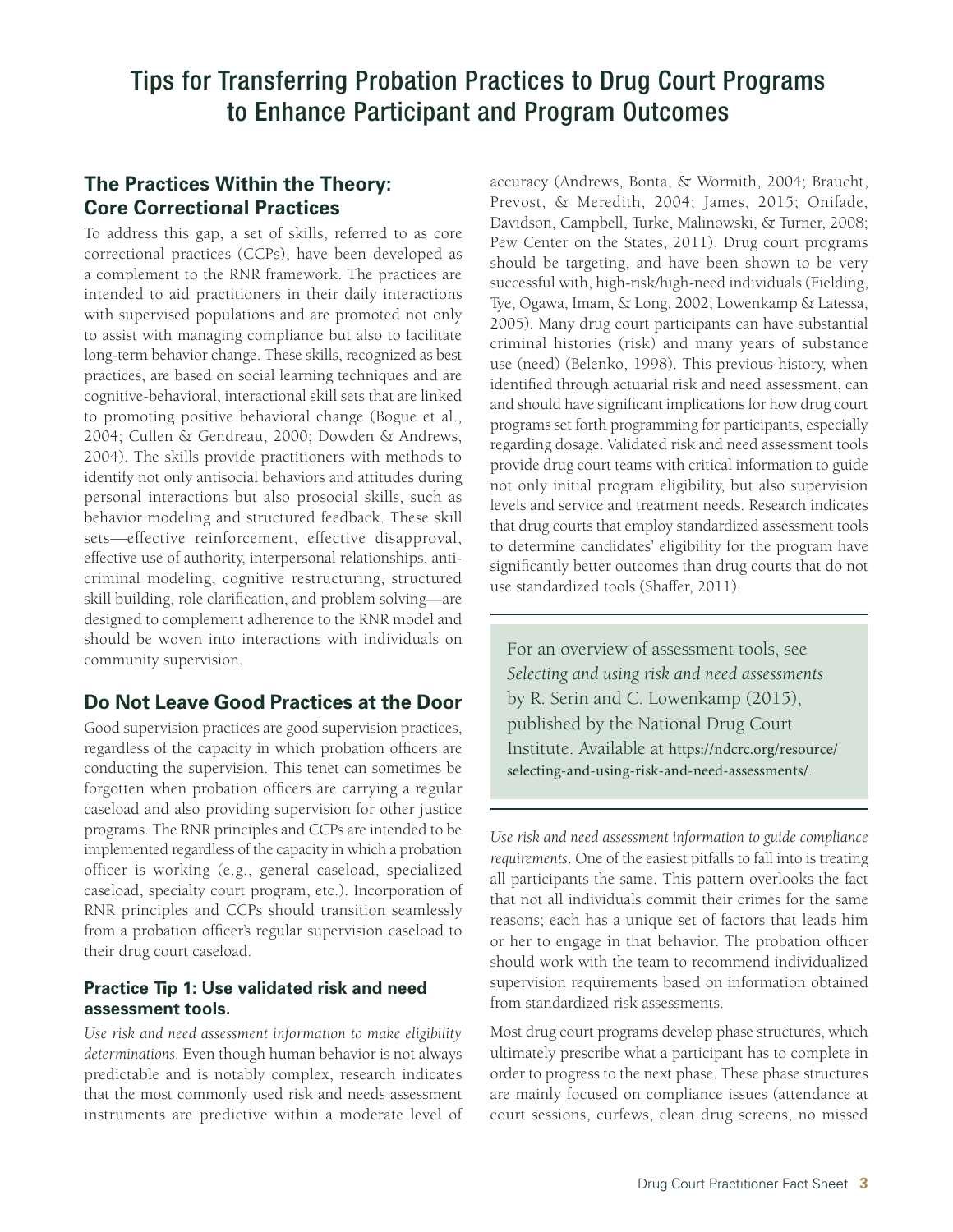# Tips for Transferring Probation Practices to Drug Court Programs to Enhance Participant and Program Outcomes

## The Practices Within the Theory: Core Correctional Practices

To address this gap, a set of skills, referred to as core correctional practices (CCPs), have been developed as a complement to the RNR framework. The practices are intended to aid practitioners in their daily interactions with supervised populations and are promoted not only to assist with managing compliance but also to facilitate long-term behavior change. These skills, recognized as best practices, are based on social learning techniques and are cognitive-behavioral, interactional skill sets that are linked to promoting positive behavioral change (Bogue et al., 2004; Cullen & Gendreau, 2000; Dowden & Andrews, 2004). The skills provide practitioners with methods to identify not only antisocial behaviors and attitudes during personal interactions but also prosocial skills, such as behavior modeling and structured feedback. These skill sets—effective reinforcement, effective disapproval, effective use of authority, interpersonal relationships, anti-criminal modeling, cognitive restructuring, structured skill building, role clarification, and problem solving—are designed to complement adherence to the RNR model and should be woven into interactions with individuals on community supervision.

## Do Not Leave Good Practices at the Door

Good supervision practices are good supervision practices, regardless of the capacity in which probation officers are conducting the supervision. This tenet can sometimes be forgotten when probation officers are carrying a regular caseload and also providing supervision for other justice programs. The RNR principles and CCPs are intended to be implemented regardless of the capacity in which a probation officer is working (e.g., general caseload, specialized caseload, specialty court program, etc.). Incorporation of RNR principles and CCPs should transition seamlessly from a probation officer's regular supervision caseload to their drug court caseload.

### Practice Tip 1: Use validated risk and need assessment tools.

*Use risk and need assessment information to make eligibility determinations.* Even though human behavior is not always predictable and is notably complex, research indicates that the most commonly used risk and needs assessment instruments are predictive within a moderate level of accuracy (Andrews, Bonta, & Wormith, 2004; Braucht, Prevost, & Meredith, 2004; James, 2015; Onifade, Davidson, Campbell, Turke, Malinowski, & Turner, 2008; Pew Center on the States, 2011). Drug court programs should be targeting, and have been shown to be very successful with, high-risk/high-need individuals (Fielding, Tye, Ogawa, Imam, & Long, 2002; Lowenkamp & Latessa, 2005). Many drug court participants can have substantial criminal histories (risk) and many years of substance use (need) (Belenko, 1998). This previous history, when identified through actuarial risk and need assessment, can and should have significant implications for how drug court programs set forth programming for participants, especially regarding dosage. Validated risk and need assessment tools provide drug court teams with critical information to guide not only initial program eligibility, but also supervision levels and service and treatment needs. Research indicates that drug courts that employ standardized assessment tools to determine candidates' eligibility for the program have significantly better outcomes than drug courts that do not use standardized tools (Shaffer, 2011).

> For an overview of assessment tools, see *Selecting and using risk and need assessments* by R. Serin and C. Lowenkamp (2015), published by the National Drug Court Institute. Available at https://ndcrc.org/resource/selecting-and-using-risk-and-need-assessments/.

*Use risk and need assessment information to guide compliance requirements.* One of the easiest pitfalls to fall into is treating all participants the same. This pattern overlooks the fact that not all individuals commit their crimes for the same reasons; each has a unique set of factors that leads him or her to engage in that behavior. The probation officer should work with the team to recommend individualized supervision requirements based on information obtained from standardized risk assessments.

Most drug court programs develop phase structures, which ultimately prescribe what a participant has to complete in order to progress to the next phase. These phase structures are mainly focused on compliance issues (attendance at court sessions, curfews, clean drug screens, no missed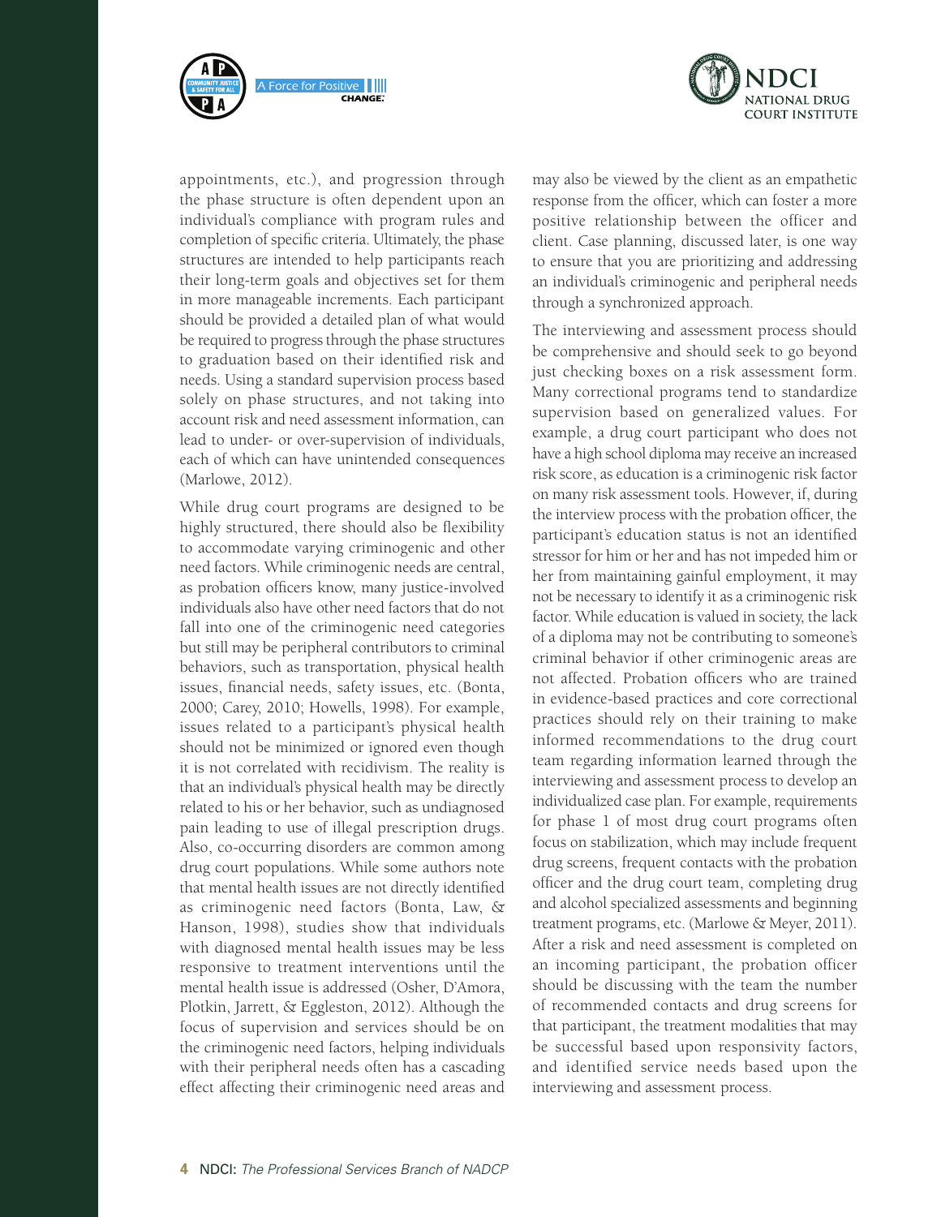appointments, etc.), and progression through the phase structure is often dependent upon an individual's compliance with program rules and completion of specific criteria. Ultimately, the phase structures are intended to help participants reach their long-term goals and objectives set for them in more manageable increments. Each participant should be provided a detailed plan of what would be required to progress through the phase structures to graduation based on their identified risk and needs. Using a standard supervision process based solely on phase structures, and not taking into account risk and need assessment information, can lead to under- or over-supervision of individuals, each of which can have unintended consequences (Marlowe, 2012).

While drug court programs are designed to be highly structured, there should also be flexibility to accommodate varying criminogenic and other need factors. While criminogenic needs are central, as probation officers know, many justice-involved individuals also have other need factors that do not fall into one of the criminogenic need categories but still may be peripheral contributors to criminal behaviors, such as transportation, physical health issues, financial needs, safety issues, etc. (Bonta, 2000; Carey, 2010; Howells, 1998). For example, issues related to a participant's physical health should not be minimized or ignored even though it is not correlated with recidivism. The reality is that an individual's physical health may be directly related to his or her behavior, such as undiagnosed pain leading to use of illegal prescription drugs. Also, co-occurring disorders are common among drug court populations. While some authors note that mental health issues are not directly identified as criminogenic need factors (Bonta, Law, & Hanson, 1998), studies show that individuals with diagnosed mental health issues may be less responsive to treatment interventions until the mental health issue is addressed (Osher, D'Amora, Plotkin, Jarrett, & Eggleston, 2012). Although the focus of supervision and services should be on the criminogenic need factors, helping individuals with their peripheral needs often has a cascading effect affecting their criminogenic need areas and may also be viewed by the client as an empathetic response from the officer, which can foster a more positive relationship between the officer and client. Case planning, discussed later, is one way to ensure that you are prioritizing and addressing an individual's criminogenic and peripheral needs through a synchronized approach.

The interviewing and assessment process should be comprehensive and should seek to go beyond just checking boxes on a risk assessment form. Many correctional programs tend to standardize supervision based on generalized values. For example, a drug court participant who does not have a high school diploma may receive an increased risk score, as education is a criminogenic risk factor on many risk assessment tools. However, if, during the interview process with the probation officer, the participant's education status is not an identified stressor for him or her and has not impeded him or her from maintaining gainful employment, it may not be necessary to identify it as a criminogenic risk factor. While education is valued in society, the lack of a diploma may not be contributing to someone's criminal behavior if other criminogenic areas are not affected. Probation officers who are trained in evidence-based practices and core correctional practices should rely on their training to make informed recommendations to the drug court team regarding information learned through the interviewing and assessment process to develop an individualized case plan. For example, requirements for phase 1 of most drug court programs often focus on stabilization, which may include frequent drug screens, frequent contacts with the probation officer and the drug court team, completing drug and alcohol specialized assessments and beginning treatment programs, etc. (Marlowe & Meyer, 2011). After a risk and need assessment is completed on an incoming participant, the probation officer should be discussing with the team the number of recommended contacts and drug screens for that participant, the treatment modalities that may be successful based upon responsivity factors, and identified service needs based upon the interviewing and assessment process.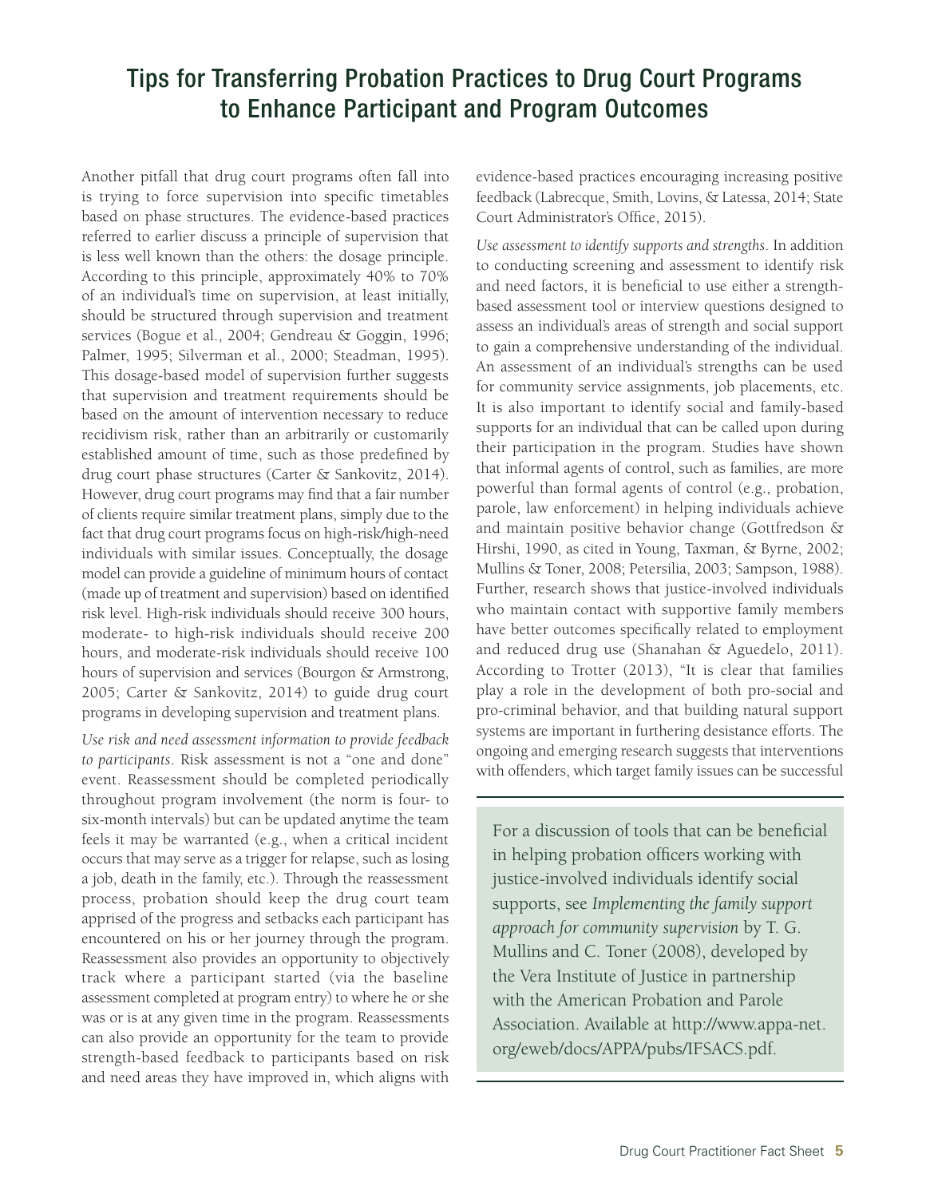## Tips for Transferring Probation Practices to Drug Court Programs to Enhance Participant and Program Outcomes

Another pitfall that drug court programs often fall into is trying to force supervision into specific timetables based on phase structures. The evidence-based practices referred to earlier discuss a principle of supervision that is less well known than the others: the dosage principle. According to this principle, approximately 40% to 70% of an individual's time on supervision, at least initially, should be structured through supervision and treatment services (Bogue et al., 2004; Gendreau & Goggin, 1996; Palmer, 1995; Silverman et al., 2000; Steadman, 1995). This dosage-based model of supervision further suggests that supervision and treatment requirements should be based on the amount of intervention necessary to reduce recidivism risk, rather than an arbitrarily or customarily established amount of time, such as those predefined by drug court phase structures (Carter & Sankovitz, 2014). However, drug court programs may find that a fair number of clients require similar treatment plans, simply due to the fact that drug court programs focus on high-risk/high-need individuals with similar issues. Conceptually, the dosage model can provide a guideline of minimum hours of contact (made up of treatment and supervision) based on identified risk level. High-risk individuals should receive 300 hours, moderate- to high-risk individuals should receive 200 hours, and moderate-risk individuals should receive 100 hours of supervision and services (Bourgon & Armstrong, 2005; Carter & Sankovitz, 2014) to guide drug court programs in developing supervision and treatment plans.

*Use risk and need assessment information to provide feedback to participants*. Risk assessment is not a "one and done" event. Reassessment should be completed periodically throughout program involvement (the norm is four- to six-month intervals) but can be updated anytime the team feels it may be warranted (e.g., when a critical incident occurs that may serve as a trigger for relapse, such as losing a job, death in the family, etc.). Through the reassessment process, probation should keep the drug court team apprised of the progress and setbacks each participant has encountered on his or her journey through the program. Reassessment also provides an opportunity to objectively track where a participant started (via the baseline assessment completed at program entry) to where he or she was or is at any given time in the program. Reassessments can also provide an opportunity for the team to provide strength-based feedback to participants based on risk and need areas they have improved in, which aligns with evidence-based practices encouraging increasing positive feedback (Labrecque, Smith, Lovins, & Latessa, 2014; State Court Administrator's Office, 2015).

*Use assessment to identify supports and strengths*. In addition to conducting screening and assessment to identify risk and need factors, it is beneficial to use either a strength-based assessment tool or interview questions designed to assess an individual's areas of strength and social support to gain a comprehensive understanding of the individual. An assessment of an individual's strengths can be used for community service assignments, job placements, etc. It is also important to identify social and family-based supports for an individual that can be called upon during their participation in the program. Studies have shown that informal agents of control, such as families, are more powerful than formal agents of control (e.g., probation, parole, law enforcement) in helping individuals achieve and maintain positive behavior change (Gottfredson & Hirshi, 1990, as cited in Young, Taxman, & Byrne, 2002; Mullins & Toner, 2008; Petersilia, 2003; Sampson, 1988). Further, research shows that justice-involved individuals who maintain contact with supportive family members have better outcomes specifically related to employment and reduced drug use (Shanahan & Aguedelo, 2011). According to Trotter (2013), "It is clear that families play a role in the development of both pro-social and pro-criminal behavior, and that building natural support systems are important in furthering desistance efforts. The ongoing and emerging research suggests that interventions with offenders, which target family issues can be successful

> For a discussion of tools that can be beneficial in helping probation officers working with justice-involved individuals identify social supports, see *Implementing the family support approach for community supervision* by T. G. Mullins and C. Toner (2008), developed by the Vera Institute of Justice in partnership with the American Probation and Parole Association. Available at http://www.appa-net.org/eweb/docs/APPA/pubs/IFSACS.pdf.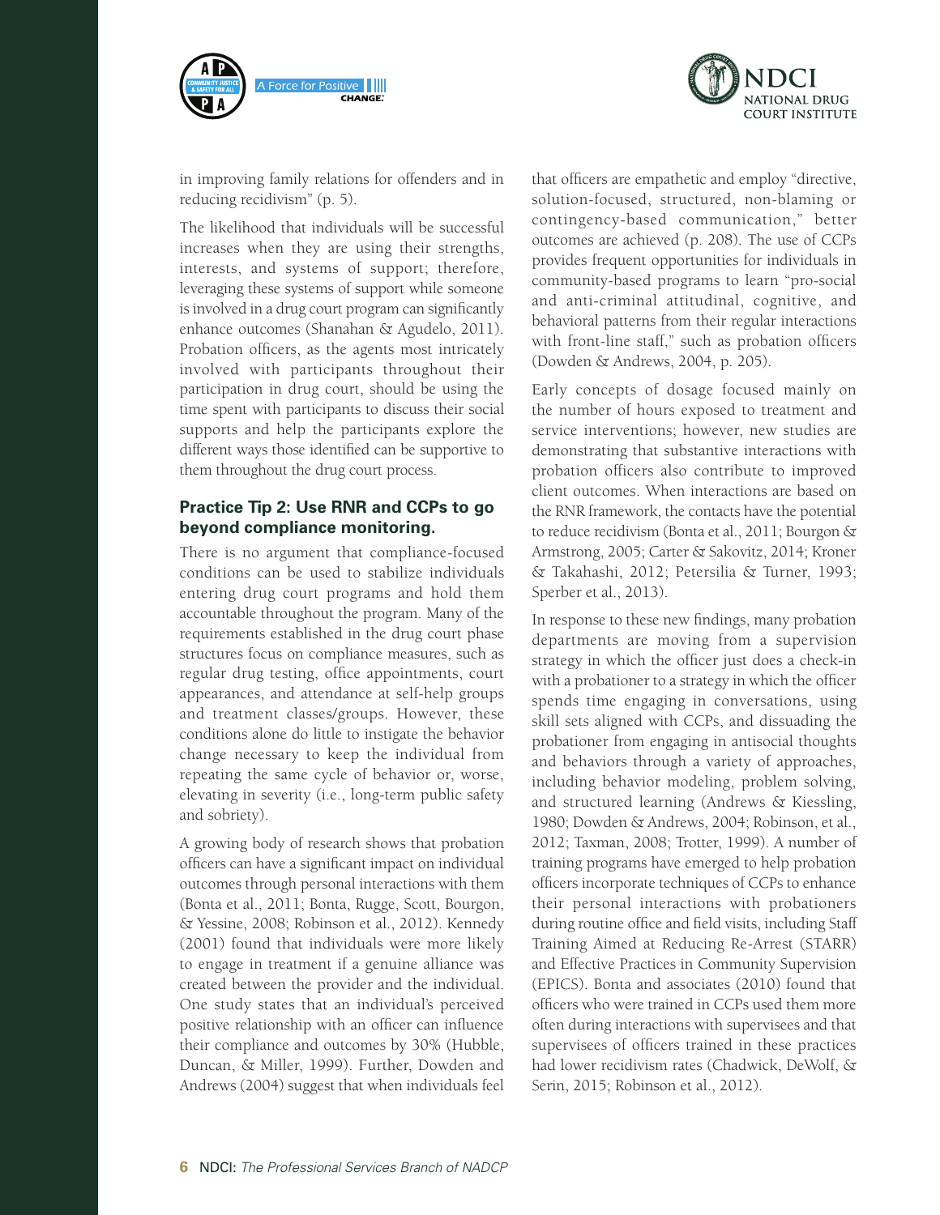in improving family relations for offenders and in reducing recidivism" (p. 5).

The likelihood that individuals will be successful increases when they are using their strengths, interests, and systems of support; therefore, leveraging these systems of support while someone is involved in a drug court program can significantly enhance outcomes (Shanahan & Agudelo, 2011). Probation officers, as the agents most intricately involved with participants throughout their participation in drug court, should be using the time spent with participants to discuss their social supports and help the participants explore the different ways those identified can be supportive to them throughout the drug court process.

### Practice Tip 2: Use RNR and CCPs to go beyond compliance monitoring.

There is no argument that compliance-focused conditions can be used to stabilize individuals entering drug court programs and hold them accountable throughout the program. Many of the requirements established in the drug court phase structures focus on compliance measures, such as regular drug testing, office appointments, court appearances, and attendance at self-help groups and treatment classes/groups. However, these conditions alone do little to instigate the behavior change necessary to keep the individual from repeating the same cycle of behavior or, worse, elevating in severity (i.e., long-term public safety and sobriety).

A growing body of research shows that probation officers can have a significant impact on individual outcomes through personal interactions with them (Bonta et al., 2011; Bonta, Rugge, Scott, Bourgon, & Yessine, 2008; Robinson et al., 2012). Kennedy (2001) found that individuals were more likely to engage in treatment if a genuine alliance was created between the provider and the individual. One study states that an individual's perceived positive relationship with an officer can influence their compliance and outcomes by 30% (Hubble, Duncan, & Miller, 1999). Further, Dowden and Andrews (2004) suggest that when individuals feel that officers are empathetic and employ "directive, solution-focused, structured, non-blaming or contingency-based communication," better outcomes are achieved (p. 208). The use of CCPs provides frequent opportunities for individuals in community-based programs to learn "pro-social and anti-criminal attitudinal, cognitive, and behavioral patterns from their regular interactions with front-line staff," such as probation officers (Dowden & Andrews, 2004, p. 205).

Early concepts of dosage focused mainly on the number of hours exposed to treatment and service interventions; however, new studies are demonstrating that substantive interactions with probation officers also contribute to improved client outcomes. When interactions are based on the RNR framework, the contacts have the potential to reduce recidivism (Bonta et al., 2011; Bourgon & Armstrong, 2005; Carter & Sakovitz, 2014; Kroner & Takahashi, 2012; Petersilia & Turner, 1993; Sperber et al., 2013).

In response to these new findings, many probation departments are moving from a supervision strategy in which the officer just does a check-in with a probationer to a strategy in which the officer spends time engaging in conversations, using skill sets aligned with CCPs, and dissuading the probationer from engaging in antisocial thoughts and behaviors through a variety of approaches, including behavior modeling, problem solving, and structured learning (Andrews & Kiessling, 1980; Dowden & Andrews, 2004; Robinson, et al., 2012; Taxman, 2008; Trotter, 1999). A number of training programs have emerged to help probation officers incorporate techniques of CCPs to enhance their personal interactions with probationers during routine office and field visits, including Staff Training Aimed at Reducing Re-Arrest (STARR) and Effective Practices in Community Supervision (EPICS). Bonta and associates (2010) found that officers who were trained in CCPs used them more often during interactions with supervisees and that supervisees of officers trained in these practices had lower recidivism rates (Chadwick, DeWolf, & Serin, 2015; Robinson et al., 2012).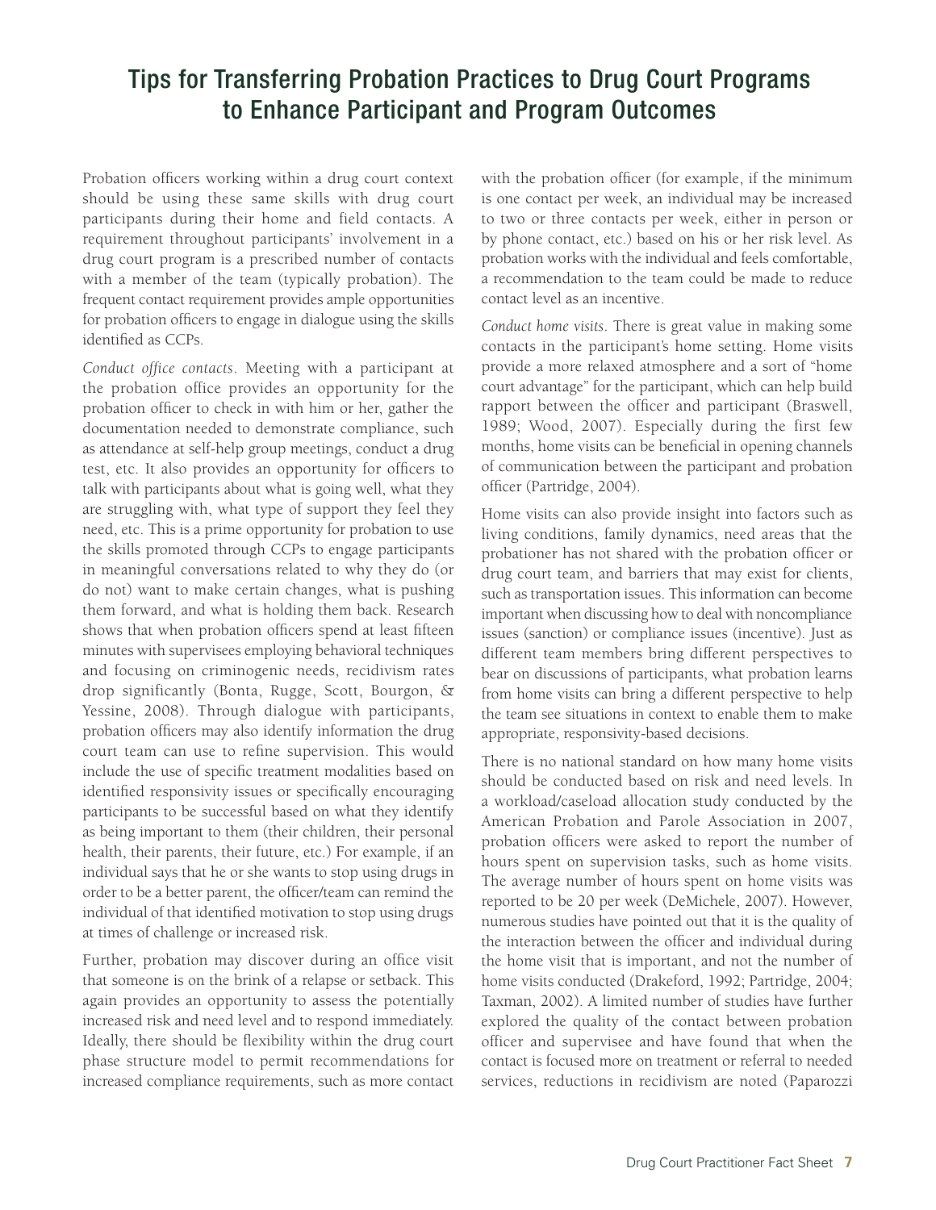# Tips for Transferring Probation Practices to Drug Court Programs to Enhance Participant and Program Outcomes

Probation officers working within a drug court context should be using these same skills with drug court participants during their home and field contacts. A requirement throughout participants' involvement in a drug court program is a prescribed number of contacts with a member of the team (typically probation). The frequent contact requirement provides ample opportunities for probation officers to engage in dialogue using the skills identified as CCPs.

*Conduct office contacts*. Meeting with a participant at the probation office provides an opportunity for the probation officer to check in with him or her, gather the documentation needed to demonstrate compliance, such as attendance at self-help group meetings, conduct a drug test, etc. It also provides an opportunity for officers to talk with participants about what is going well, what they are struggling with, what type of support they feel they need, etc. This is a prime opportunity for probation to use the skills promoted through CCPs to engage participants in meaningful conversations related to why they do (or do not) want to make certain changes, what is pushing them forward, and what is holding them back. Research shows that when probation officers spend at least fifteen minutes with supervisees employing behavioral techniques and focusing on criminogenic needs, recidivism rates drop significantly (Bonta, Rugge, Scott, Bourgon, & Yessine, 2008). Through dialogue with participants, probation officers may also identify information the drug court team can use to refine supervision. This would include the use of specific treatment modalities based on identified responsivity issues or specifically encouraging participants to be successful based on what they identify as being important to them (their children, their personal health, their parents, their future, etc.) For example, if an individual says that he or she wants to stop using drugs in order to be a better parent, the officer/team can remind the individual of that identified motivation to stop using drugs at times of challenge or increased risk.

Further, probation may discover during an office visit that someone is on the brink of a relapse or setback. This again provides an opportunity to assess the potentially increased risk and need level and to respond immediately. Ideally, there should be flexibility within the drug court phase structure model to permit recommendations for increased compliance requirements, such as more contact with the probation officer (for example, if the minimum is one contact per week, an individual may be increased to two or three contacts per week, either in person or by phone contact, etc.) based on his or her risk level. As probation works with the individual and feels comfortable, a recommendation to the team could be made to reduce contact level as an incentive.

*Conduct home visits*. There is great value in making some contacts in the participant's home setting. Home visits provide a more relaxed atmosphere and a sort of "home court advantage" for the participant, which can help build rapport between the officer and participant (Braswell, 1989; Wood, 2007). Especially during the first few months, home visits can be beneficial in opening channels of communication between the participant and probation officer (Partridge, 2004).

Home visits can also provide insight into factors such as living conditions, family dynamics, need areas that the probationer has not shared with the probation officer or drug court team, and barriers that may exist for clients, such as transportation issues. This information can become important when discussing how to deal with noncompliance issues (sanction) or compliance issues (incentive). Just as different team members bring different perspectives to bear on discussions of participants, what probation learns from home visits can bring a different perspective to help the team see situations in context to enable them to make appropriate, responsivity-based decisions.

There is no national standard on how many home visits should be conducted based on risk and need levels. In a workload/caseload allocation study conducted by the American Probation and Parole Association in 2007, probation officers were asked to report the number of hours spent on supervision tasks, such as home visits. The average number of hours spent on home visits was reported to be 20 per week (DeMichele, 2007). However, numerous studies have pointed out that it is the quality of the interaction between the officer and individual during the home visit that is important, and not the number of home visits conducted (Drakeford, 1992; Partridge, 2004; Taxman, 2002). A limited number of studies have further explored the quality of the contact between probation officer and supervisee and have found that when the contact is focused more on treatment or referral to needed services, reductions in recidivism are noted (Paparozzi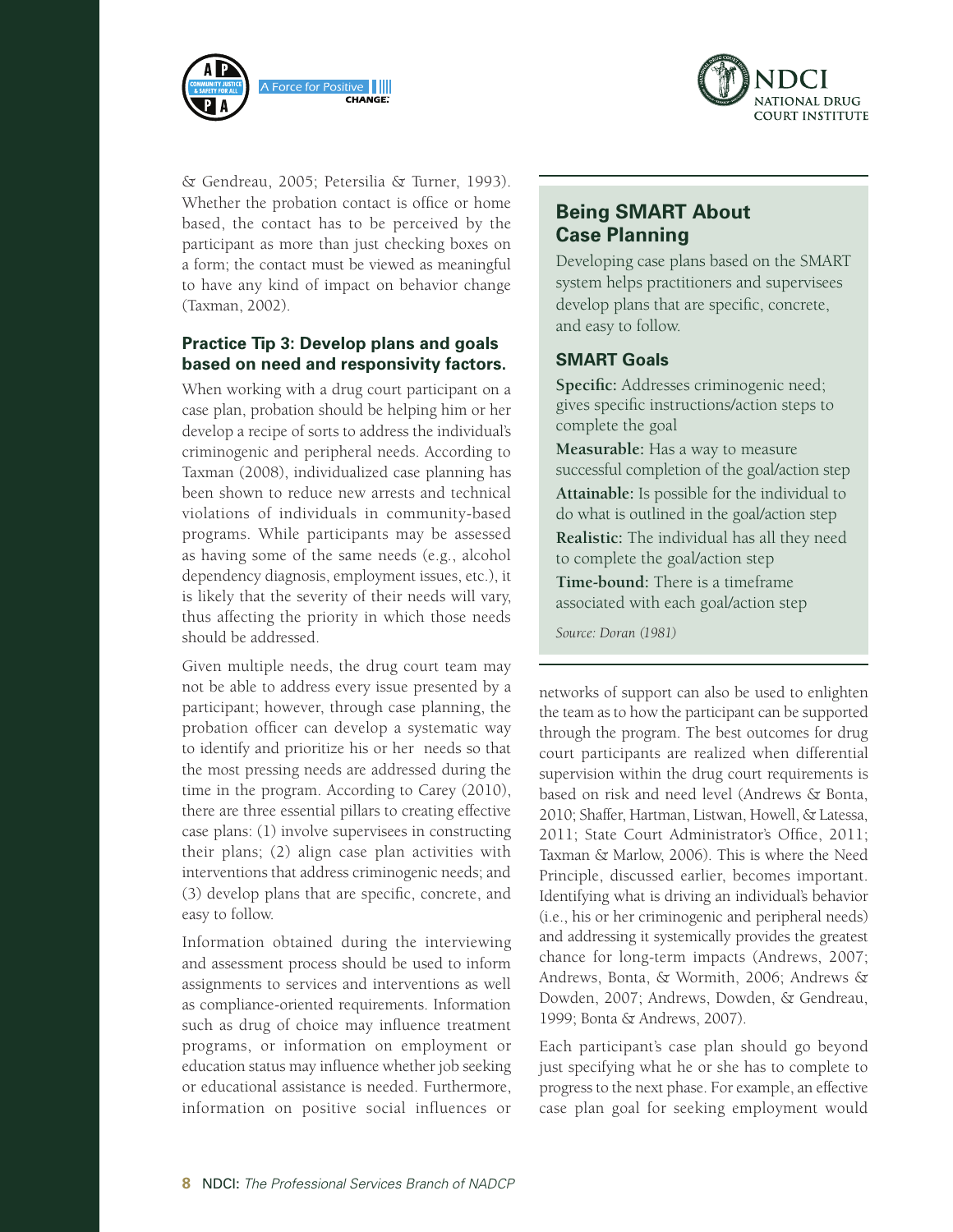& Gendreau, 2005; Petersilia & Turner, 1993). Whether the probation contact is office or home based, the contact has to be perceived by the participant as more than just checking boxes on a form; the contact must be viewed as meaningful to have any kind of impact on behavior change (Taxman, 2002).

### Practice Tip 3: Develop plans and goals based on need and responsivity factors.

When working with a drug court participant on a case plan, probation should be helping him or her develop a recipe of sorts to address the individual's criminogenic and peripheral needs. According to Taxman (2008), individualized case planning has been shown to reduce new arrests and technical violations of individuals in community-based programs. While participants may be assessed as having some of the same needs (e.g., alcohol dependency diagnosis, employment issues, etc.), it is likely that the severity of their needs will vary, thus affecting the priority in which those needs should be addressed.

Given multiple needs, the drug court team may not be able to address every issue presented by a participant; however, through case planning, the probation officer can develop a systematic way to identify and prioritize his or her needs so that the most pressing needs are addressed during the time in the program. According to Carey (2010), there are three essential pillars to creating effective case plans: (1) involve supervisees in constructing their plans; (2) align case plan activities with interventions that address criminogenic needs; and (3) develop plans that are specific, concrete, and easy to follow.

Information obtained during the interviewing and assessment process should be used to inform assignments to services and interventions as well as compliance-oriented requirements. Information such as drug of choice may influence treatment programs, or information on employment or education status may influence whether job seeking or educational assistance is needed. Furthermore, information on positive social influences or networks of support can also be used to enlighten the team as to how the participant can be supported through the program. The best outcomes for drug court participants are realized when differential supervision within the drug court requirements is based on risk and need level (Andrews & Bonta, 2010; Shaffer, Hartman, Listwan, Howell, & Latessa, 2011; State Court Administrator's Office, 2011; Taxman & Marlow, 2006). This is where the Need Principle, discussed earlier, becomes important. Identifying what is driving an individual's behavior (i.e., his or her criminogenic and peripheral needs) and addressing it systemically provides the greatest chance for long-term impacts (Andrews, 2007; Andrews, Bonta, & Wormith, 2006; Andrews & Dowden, 2007; Andrews, Dowden, & Gendreau, 1999; Bonta & Andrews, 2007).

Each participant's case plan should go beyond just specifying what he or she has to complete to progress to the next phase. For example, an effective case plan goal for seeking employment would

## Being SMART About Case Planning

Developing case plans based on the SMART system helps practitioners and supervisees develop plans that are specific, concrete, and easy to follow.

### SMART Goals

**Specific:** Addresses criminogenic need; gives specific instructions/action steps to complete the goal

**Measurable:** Has a way to measure successful completion of the goal/action step

**Attainable:** Is possible for the individual to do what is outlined in the goal/action step

**Realistic:** The individual has all they need to complete the goal/action step

**Time-bound:** There is a timeframe associated with each goal/action step

*Source: Doran (1981)*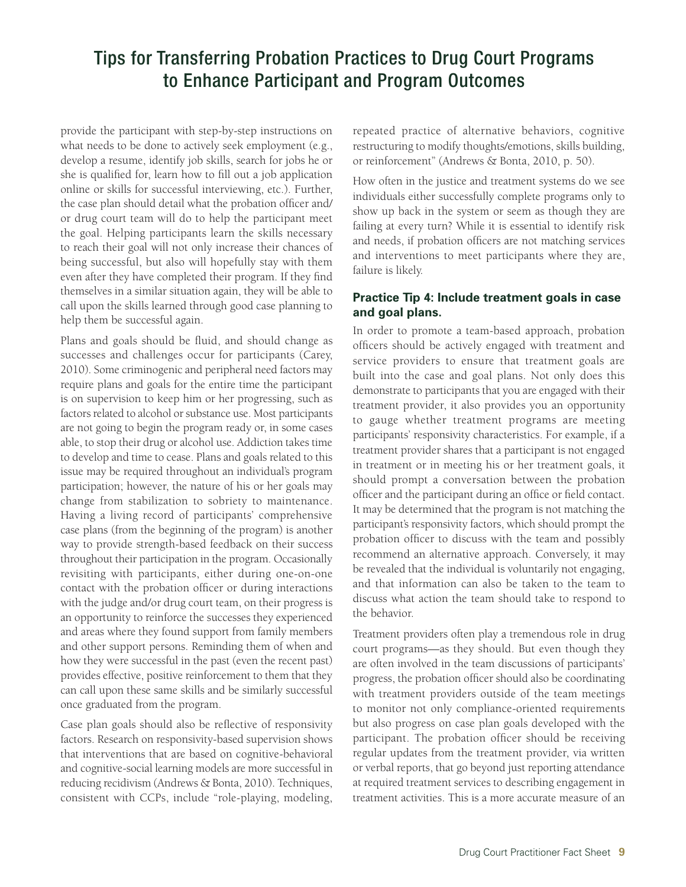provide the participant with step-by-step instructions on what needs to be done to actively seek employment (e.g., develop a resume, identify job skills, search for jobs he or she is qualified for, learn how to fill out a job application online or skills for successful interviewing, etc.). Further, the case plan should detail what the probation officer and/or drug court team will do to help the participant meet the goal. Helping participants learn the skills necessary to reach their goal will not only increase their chances of being successful, but also will hopefully stay with them even after they have completed their program. If they find themselves in a similar situation again, they will be able to call upon the skills learned through good case planning to help them be successful again.

Plans and goals should be fluid, and should change as successes and challenges occur for participants (Carey, 2010). Some criminogenic and peripheral need factors may require plans and goals for the entire time the participant is on supervision to keep him or her progressing, such as factors related to alcohol or substance use. Most participants are not going to begin the program ready or, in some cases able, to stop their drug or alcohol use. Addiction takes time to develop and time to cease. Plans and goals related to this issue may be required throughout an individual's program participation; however, the nature of his or her goals may change from stabilization to sobriety to maintenance. Having a living record of participants' comprehensive case plans (from the beginning of the program) is another way to provide strength-based feedback on their success throughout their participation in the program. Occasionally revisiting with participants, either during one-on-one contact with the probation officer or during interactions with the judge and/or drug court team, on their progress is an opportunity to reinforce the successes they experienced and areas where they found support from family members and other support persons. Reminding them of when and how they were successful in the past (even the recent past) provides effective, positive reinforcement to them that they can call upon these same skills and be similarly successful once graduated from the program.

Case plan goals should also be reflective of responsivity factors. Research on responsivity-based supervision shows that interventions that are based on cognitive-behavioral and cognitive-social learning models are more successful in reducing recidivism (Andrews & Bonta, 2010). Techniques, consistent with CCPs, include "role-playing, modeling, repeated practice of alternative behaviors, cognitive restructuring to modify thoughts/emotions, skills building, or reinforcement" (Andrews & Bonta, 2010, p. 50).

How often in the justice and treatment systems do we see individuals either successfully complete programs only to show up back in the system or seem as though they are failing at every turn? While it is essential to identify risk and needs, if probation officers are not matching services and interventions to meet participants where they are, failure is likely.

### Practice Tip 4: Include treatment goals in case and goal plans.

In order to promote a team-based approach, probation officers should be actively engaged with treatment and service providers to ensure that treatment goals are built into the case and goal plans. Not only does this demonstrate to participants that you are engaged with their treatment provider, it also provides you an opportunity to gauge whether treatment programs are meeting participants' responsivity characteristics. For example, if a treatment provider shares that a participant is not engaged in treatment or in meeting his or her treatment goals, it should prompt a conversation between the probation officer and the participant during an office or field contact. It may be determined that the program is not matching the participant's responsivity factors, which should prompt the probation officer to discuss with the team and possibly recommend an alternative approach. Conversely, it may be revealed that the individual is voluntarily not engaging, and that information can also be taken to the team to discuss what action the team should take to respond to the behavior.

Treatment providers often play a tremendous role in drug court programs—as they should. But even though they are often involved in the team discussions of participants' progress, the probation officer should also be coordinating with treatment providers outside of the team meetings to monitor not only compliance-oriented requirements but also progress on case plan goals developed with the participant. The probation officer should be receiving regular updates from the treatment provider, via written or verbal reports, that go beyond just reporting attendance at required treatment services to describing engagement in treatment activities. This is a more accurate measure of an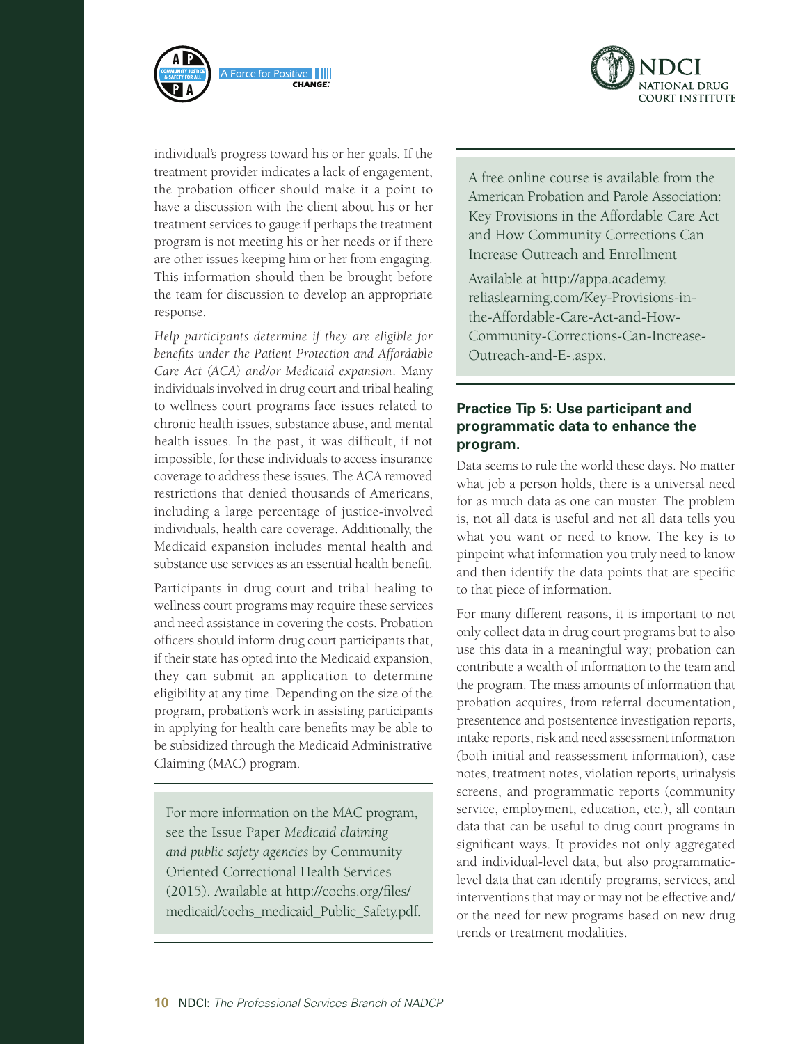individual's progress toward his or her goals. If the treatment provider indicates a lack of engagement, the probation officer should make it a point to have a discussion with the client about his or her treatment services to gauge if perhaps the treatment program is not meeting his or her needs or if there are other issues keeping him or her from engaging. This information should then be brought before the team for discussion to develop an appropriate response.

*Help participants determine if they are eligible for benefits under the Patient Protection and Affordable Care Act (ACA) and/or Medicaid expansion*. Many individuals involved in drug court and tribal healing to wellness court programs face issues related to chronic health issues, substance abuse, and mental health issues. In the past, it was difficult, if not impossible, for these individuals to access insurance coverage to address these issues. The ACA removed restrictions that denied thousands of Americans, including a large percentage of justice-involved individuals, health care coverage. Additionally, the Medicaid expansion includes mental health and substance use services as an essential health benefit.

Participants in drug court and tribal healing to wellness court programs may require these services and need assistance in covering the costs. Probation officers should inform drug court participants that, if their state has opted into the Medicaid expansion, they can submit an application to determine eligibility at any time. Depending on the size of the program, probation's work in assisting participants in applying for health care benefits may be able to be subsidized through the Medicaid Administrative Claiming (MAC) program.

> For more information on the MAC program, see the Issue Paper *Medicaid claiming and public safety agencies* by Community Oriented Correctional Health Services (2015). Available at http://cochs.org/files/medicaid/cochs_medicaid_Public_Safety.pdf.

> A free online course is available from the American Probation and Parole Association: Key Provisions in the Affordable Care Act and How Community Corrections Can Increase Outreach and Enrollment
>
> Available at http://appa.academy.reliaslearning.com/Key-Provisions-in-the-Affordable-Care-Act-and-How-Community-Corrections-Can-Increase-Outreach-and-E-.aspx.

### Practice Tip 5: Use participant and programmatic data to enhance the program.

Data seems to rule the world these days. No matter what job a person holds, there is a universal need for as much data as one can muster. The problem is, not all data is useful and not all data tells you what you want or need to know. The key is to pinpoint what information you truly need to know and then identify the data points that are specific to that piece of information.

For many different reasons, it is important to not only collect data in drug court programs but to also use this data in a meaningful way; probation can contribute a wealth of information to the team and the program. The mass amounts of information that probation acquires, from referral documentation, presentence and postsentence investigation reports, intake reports, risk and need assessment information (both initial and reassessment information), case notes, treatment notes, violation reports, urinalysis screens, and programmatic reports (community service, employment, education, etc.), all contain data that can be useful to drug court programs in significant ways. It provides not only aggregated and individual-level data, but also programmatic-level data that can identify programs, services, and interventions that may or may not be effective and/or the need for new programs based on new drug trends or treatment modalities.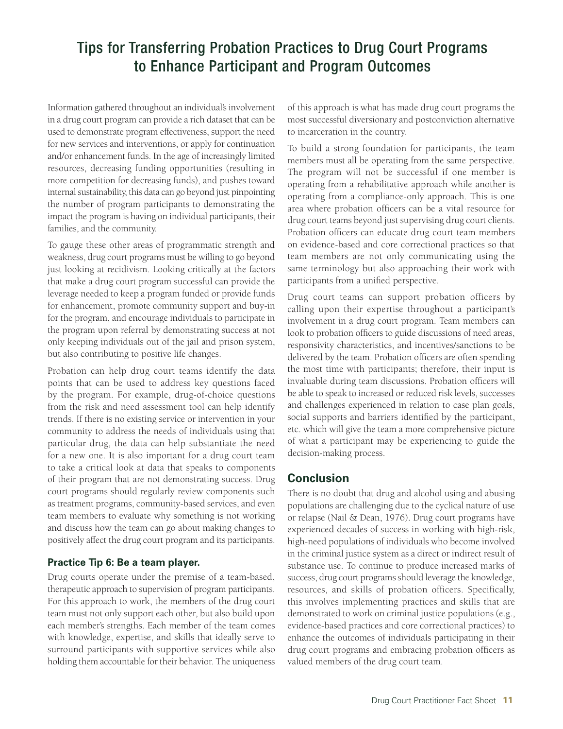# Tips for Transferring Probation Practices to Drug Court Programs to Enhance Participant and Program Outcomes

Information gathered throughout an individual's involvement in a drug court program can provide a rich dataset that can be used to demonstrate program effectiveness, support the need for new services and interventions, or apply for continuation and/or enhancement funds. In the age of increasingly limited resources, decreasing funding opportunities (resulting in more competition for decreasing funds), and pushes toward internal sustainability, this data can go beyond just pinpointing the number of program participants to demonstrating the impact the program is having on individual participants, their families, and the community.

To gauge these other areas of programmatic strength and weakness, drug court programs must be willing to go beyond just looking at recidivism. Looking critically at the factors that make a drug court program successful can provide the leverage needed to keep a program funded or provide funds for enhancement, promote community support and buy-in for the program, and encourage individuals to participate in the program upon referral by demonstrating success at not only keeping individuals out of the jail and prison system, but also contributing to positive life changes.

Probation can help drug court teams identify the data points that can be used to address key questions faced by the program. For example, drug-of-choice questions from the risk and need assessment tool can help identify trends. If there is no existing service or intervention in your community to address the needs of individuals using that particular drug, the data can help substantiate the need for a new one. It is also important for a drug court team to take a critical look at data that speaks to components of their program that are not demonstrating success. Drug court programs should regularly review components such as treatment programs, community-based services, and even team members to evaluate why something is not working and discuss how the team can go about making changes to positively affect the drug court program and its participants.

### Practice Tip 6: Be a team player.

Drug courts operate under the premise of a team-based, therapeutic approach to supervision of program participants. For this approach to work, the members of the drug court team must not only support each other, but also build upon each member's strengths. Each member of the team comes with knowledge, expertise, and skills that ideally serve to surround participants with supportive services while also holding them accountable for their behavior. The uniqueness of this approach is what has made drug court programs the most successful diversionary and postconviction alternative to incarceration in the country.

To build a strong foundation for participants, the team members must all be operating from the same perspective. The program will not be successful if one member is operating from a rehabilitative approach while another is operating from a compliance-only approach. This is one area where probation officers can be a vital resource for drug court teams beyond just supervising drug court clients. Probation officers can educate drug court team members on evidence-based and core correctional practices so that team members are not only communicating using the same terminology but also approaching their work with participants from a unified perspective.

Drug court teams can support probation officers by calling upon their expertise throughout a participant's involvement in a drug court program. Team members can look to probation officers to guide discussions of need areas, responsivity characteristics, and incentives/sanctions to be delivered by the team. Probation officers are often spending the most time with participants; therefore, their input is invaluable during team discussions. Probation officers will be able to speak to increased or reduced risk levels, successes and challenges experienced in relation to case plan goals, social supports and barriers identified by the participant, etc. which will give the team a more comprehensive picture of what a participant may be experiencing to guide the decision-making process.

## Conclusion

There is no doubt that drug and alcohol using and abusing populations are challenging due to the cyclical nature of use or relapse (Nail & Dean, 1976). Drug court programs have experienced decades of success in working with high-risk, high-need populations of individuals who become involved in the criminal justice system as a direct or indirect result of substance use. To continue to produce increased marks of success, drug court programs should leverage the knowledge, resources, and skills of probation officers. Specifically, this involves implementing practices and skills that are demonstrated to work on criminal justice populations (e.g., evidence-based practices and core correctional practices) to enhance the outcomes of individuals participating in their drug court programs and embracing probation officers as valued members of the drug court team.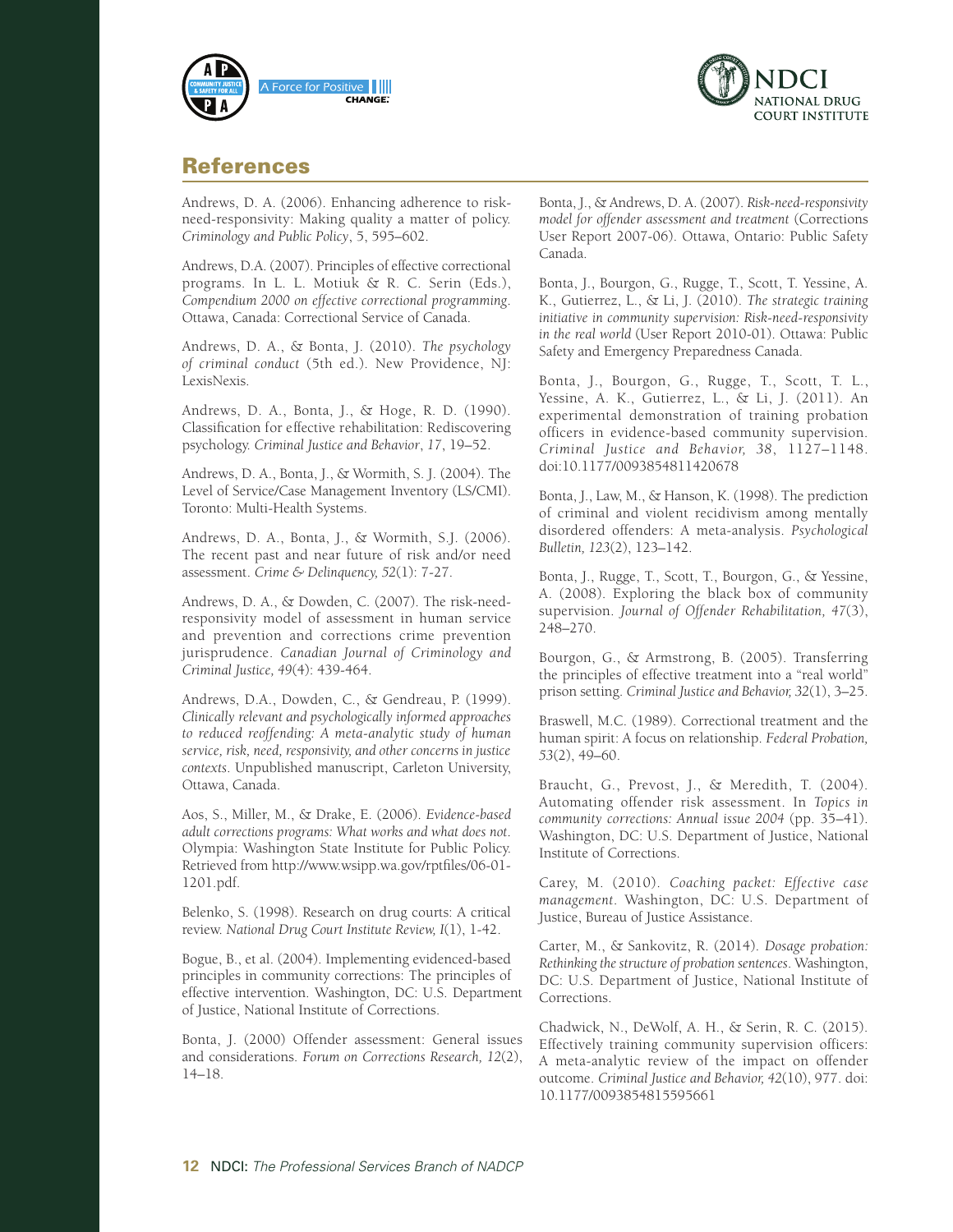## References

Andrews, D. A. (2006). Enhancing adherence to risk-need-responsivity: Making quality a matter of policy. *Criminology and Public Policy*, 5, 595–602.

Andrews, D.A. (2007). Principles of effective correctional programs. In L. L. Motiuk & R. C. Serin (Eds.), *Compendium 2000 on effective correctional programming*. Ottawa, Canada: Correctional Service of Canada.

Andrews, D. A., & Bonta, J. (2010). *The psychology of criminal conduct* (5th ed.). New Providence, NJ: LexisNexis.

Andrews, D. A., Bonta, J., & Hoge, R. D. (1990). Classification for effective rehabilitation: Rediscovering psychology. *Criminal Justice and Behavior*, *17*, 19–52.

Andrews, D. A., Bonta, J., & Wormith, S. J. (2004). The Level of Service/Case Management Inventory (LS/CMI). Toronto: Multi-Health Systems.

Andrews, D. A., Bonta, J., & Wormith, S.J. (2006). The recent past and near future of risk and/or need assessment. *Crime & Delinquency, 52*(1): 7-27.

Andrews, D. A., & Dowden, C. (2007). The risk-need-responsivity model of assessment in human service and prevention and corrections crime prevention jurisprudence. *Canadian Journal of Criminology and Criminal Justice, 49*(4): 439-464.

Andrews, D.A., Dowden, C., & Gendreau, P. (1999). *Clinically relevant and psychologically informed approaches to reduced reoffending: A meta-analytic study of human service, risk, need, responsivity, and other concerns in justice contexts*. Unpublished manuscript, Carleton University, Ottawa, Canada.

Aos, S., Miller, M., & Drake, E. (2006). *Evidence-based adult corrections programs: What works and what does not*. Olympia: Washington State Institute for Public Policy. Retrieved from http://www.wsipp.wa.gov/rptfiles/06-01-1201.pdf.

Belenko, S. (1998). Research on drug courts: A critical review. *National Drug Court Institute Review, I*(1), 1-42.

Bogue, B., et al. (2004). Implementing evidenced-based principles in community corrections: The principles of effective intervention. Washington, DC: U.S. Department of Justice, National Institute of Corrections.

Bonta, J. (2000) Offender assessment: General issues and considerations. *Forum on Corrections Research, 12*(2), 14–18.

Bonta, J., & Andrews, D. A. (2007). *Risk-need-responsivity model for offender assessment and treatment* (Corrections User Report 2007-06). Ottawa, Ontario: Public Safety Canada.

Bonta, J., Bourgon, G., Rugge, T., Scott, T. Yessine, A. K., Gutierrez, L., & Li, J. (2010). *The strategic training initiative in community supervision: Risk-need-responsivity in the real world* (User Report 2010-01). Ottawa: Public Safety and Emergency Preparedness Canada.

Bonta, J., Bourgon, G., Rugge, T., Scott, T. L., Yessine, A. K., Gutierrez, L., & Li, J. (2011). An experimental demonstration of training probation officers in evidence-based community supervision. *Criminal Justice and Behavior, 38*, 1127–1148. doi:10.1177/0093854811420678

Bonta, J., Law, M., & Hanson, K. (1998). The prediction of criminal and violent recidivism among mentally disordered offenders: A meta-analysis. *Psychological Bulletin, 123*(2), 123–142.

Bonta, J., Rugge, T., Scott, T., Bourgon, G., & Yessine, A. (2008). Exploring the black box of community supervision. *Journal of Offender Rehabilitation, 47*(3), 248–270.

Bourgon, G., & Armstrong, B. (2005). Transferring the principles of effective treatment into a "real world" prison setting. *Criminal Justice and Behavior, 32*(1), 3–25.

Braswell, M.C. (1989). Correctional treatment and the human spirit: A focus on relationship. *Federal Probation, 53*(2), 49–60.

Braucht, G., Prevost, J., & Meredith, T. (2004). Automating offender risk assessment. In *Topics in community corrections: Annual issue 2004* (pp. 35–41). Washington, DC: U.S. Department of Justice, National Institute of Corrections.

Carey, M. (2010). *Coaching packet: Effective case management*. Washington, DC: U.S. Department of Justice, Bureau of Justice Assistance.

Carter, M., & Sankovitz, R. (2014). *Dosage probation: Rethinking the structure of probation sentences*. Washington, DC: U.S. Department of Justice, National Institute of Corrections.

Chadwick, N., DeWolf, A. H., & Serin, R. C. (2015). Effectively training community supervision officers: A meta-analytic review of the impact on offender outcome. *Criminal Justice and Behavior, 42*(10), 977. doi: 10.1177/0093854815595661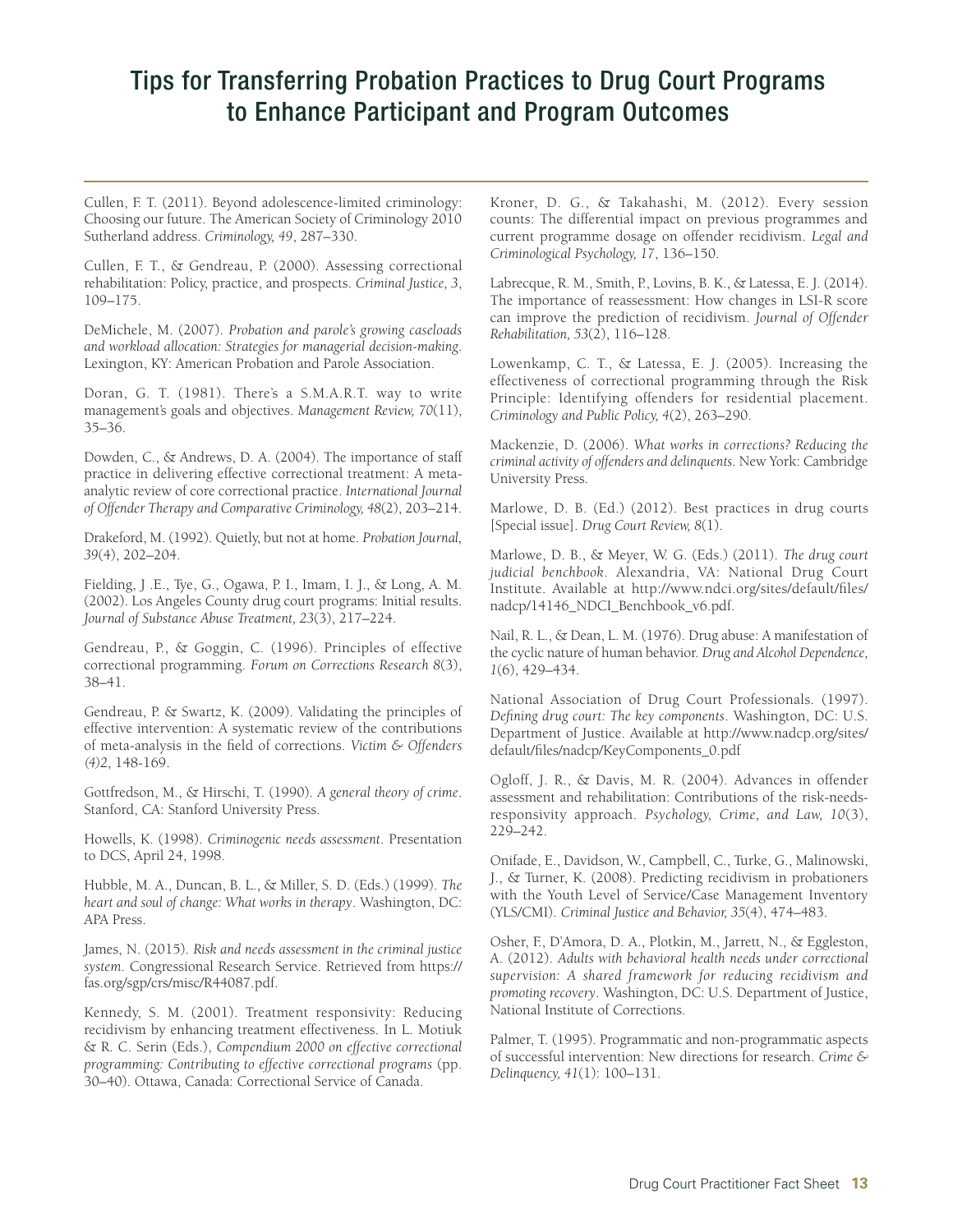# Tips for Transferring Probation Practices to Drug Court Programs to Enhance Participant and Program Outcomes

Cullen, F. T. (2011). Beyond adolescence-limited criminology: Choosing our future. The American Society of Criminology 2010 Sutherland address. *Criminology, 49*, 287–330.

Cullen, F. T., & Gendreau, P. (2000). Assessing correctional rehabilitation: Policy, practice, and prospects. *Criminal Justice, 3*, 109–175.

DeMichele, M. (2007). *Probation and parole's growing caseloads and workload allocation: Strategies for managerial decision-making*. Lexington, KY: American Probation and Parole Association.

Doran, G. T. (1981). There's a S.M.A.R.T. way to write management's goals and objectives. *Management Review, 70*(11), 35–36.

Dowden, C., & Andrews, D. A. (2004). The importance of staff practice in delivering effective correctional treatment: A meta-analytic review of core correctional practice. *International Journal of Offender Therapy and Comparative Criminology, 48*(2), 203–214.

Drakeford, M. (1992). Quietly, but not at home. *Probation Journal, 39*(4), 202–204.

Fielding, J .E., Tye, G., Ogawa, P. I., Imam, I. J., & Long, A. M. (2002). Los Angeles County drug court programs: Initial results. *Journal of Substance Abuse Treatment, 23*(3), 217–224.

Gendreau, P., & Goggin, C. (1996). Principles of effective correctional programming. *Forum on Corrections Research 8*(3), 38–41.

Gendreau, P. & Swartz, K. (2009). Validating the principles of effective intervention: A systematic review of the contributions of meta-analysis in the field of corrections. *Victim & Offenders (4)2*, 148-169.

Gottfredson, M., & Hirschi, T. (1990). *A general theory of crime*. Stanford, CA: Stanford University Press.

Howells, K. (1998). *Criminogenic needs assessment*. Presentation to DCS, April 24, 1998.

Hubble, M. A., Duncan, B. L., & Miller, S. D. (Eds.) (1999). *The heart and soul of change: What works in therapy*. Washington, DC: APA Press.

James, N. (2015). *Risk and needs assessment in the criminal justice system*. Congressional Research Service. Retrieved from https://fas.org/sgp/crs/misc/R44087.pdf.

Kennedy, S. M. (2001). Treatment responsivity: Reducing recidivism by enhancing treatment effectiveness. In L. Motiuk & R. C. Serin (Eds.), *Compendium 2000 on effective correctional programming: Contributing to effective correctional programs* (pp. 30–40). Ottawa, Canada: Correctional Service of Canada.

Kroner, D. G., & Takahashi, M. (2012). Every session counts: The differential impact on previous programmes and current programme dosage on offender recidivism. *Legal and Criminological Psychology, 17*, 136–150.

Labrecque, R. M., Smith, P., Lovins, B. K., & Latessa, E. J. (2014). The importance of reassessment: How changes in LSI-R score can improve the prediction of recidivism. *Journal of Offender Rehabilitation, 53*(2), 116–128.

Lowenkamp, C. T., & Latessa, E. J. (2005). Increasing the effectiveness of correctional programming through the Risk Principle: Identifying offenders for residential placement. *Criminology and Public Policy, 4*(2), 263–290.

Mackenzie, D. (2006). *What works in corrections? Reducing the criminal activity of offenders and delinquents*. New York: Cambridge University Press.

Marlowe, D. B. (Ed.) (2012). Best practices in drug courts [Special issue]. *Drug Court Review, 8*(1).

Marlowe, D. B., & Meyer, W. G. (Eds.) (2011). *The drug court judicial benchbook*. Alexandria, VA: National Drug Court Institute. Available at http://www.ndci.org/sites/default/files/nadcp/14146_NDCI_Benchbook_v6.pdf.

Nail, R. L., & Dean, L. M. (1976). Drug abuse: A manifestation of the cyclic nature of human behavior. *Drug and Alcohol Dependence, 1*(6), 429–434.

National Association of Drug Court Professionals. (1997). *Defining drug court: The key components*. Washington, DC: U.S. Department of Justice. Available at http://www.nadcp.org/sites/default/files/nadcp/KeyComponents_0.pdf

Ogloff, J. R., & Davis, M. R. (2004). Advances in offender assessment and rehabilitation: Contributions of the risk-needs-responsivity approach. *Psychology, Crime, and Law, 10*(3), 229–242.

Onifade, E., Davidson, W., Campbell, C., Turke, G., Malinowski, J., & Turner, K. (2008). Predicting recidivism in probationers with the Youth Level of Service/Case Management Inventory (YLS/CMI). *Criminal Justice and Behavior, 35*(4), 474–483.

Osher, F., D'Amora, D. A., Plotkin, M., Jarrett, N., & Eggleston, A. (2012). *Adults with behavioral health needs under correctional supervision: A shared framework for reducing recidivism and promoting recovery*. Washington, DC: U.S. Department of Justice, National Institute of Corrections.

Palmer, T. (1995). Programmatic and non-programmatic aspects of successful intervention: New directions for research. *Crime & Delinquency, 41*(1): 100–131.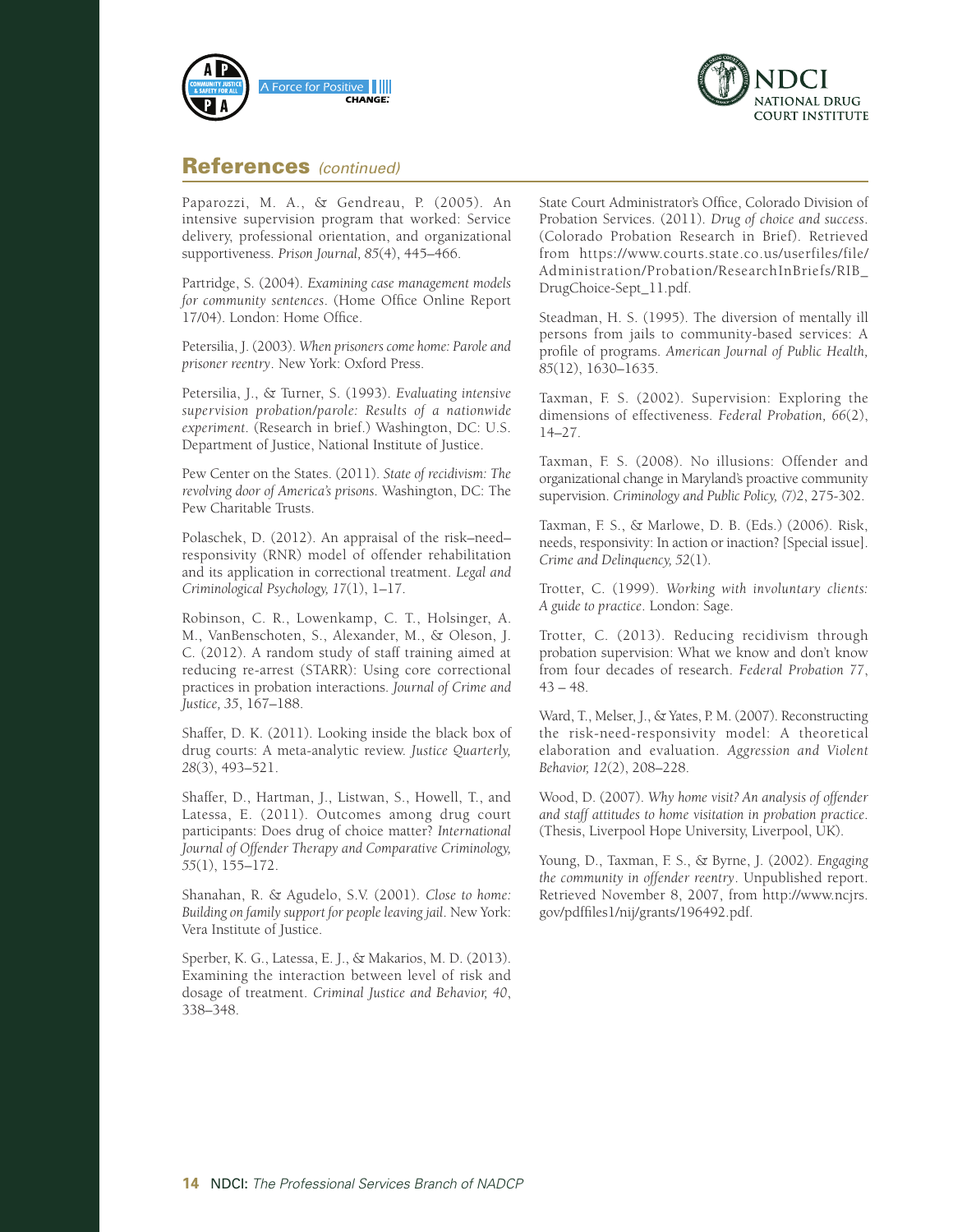## References *(continued)*

Paparozzi, M. A., & Gendreau, P. (2005). An intensive supervision program that worked: Service delivery, professional orientation, and organizational supportiveness. *Prison Journal, 85*(4), 445–466.

Partridge, S. (2004). *Examining case management models for community sentences*. (Home Office Online Report 17/04). London: Home Office.

Petersilia, J. (2003). *When prisoners come home: Parole and prisoner reentry*. New York: Oxford Press.

Petersilia, J., & Turner, S. (1993). *Evaluating intensive supervision probation/parole: Results of a nationwide experiment*. (Research in brief.) Washington, DC: U.S. Department of Justice, National Institute of Justice.

Pew Center on the States. (2011). *State of recidivism: The revolving door of America's prisons*. Washington, DC: The Pew Charitable Trusts.

Polaschek, D. (2012). An appraisal of the risk–need–responsivity (RNR) model of offender rehabilitation and its application in correctional treatment. *Legal and Criminological Psychology, 17*(1), 1–17.

Robinson, C. R., Lowenkamp, C. T., Holsinger, A. M., VanBenschoten, S., Alexander, M., & Oleson, J. C. (2012). A random study of staff training aimed at reducing re-arrest (STARR): Using core correctional practices in probation interactions. *Journal of Crime and Justice, 35*, 167–188.

Shaffer, D. K. (2011). Looking inside the black box of drug courts: A meta-analytic review. *Justice Quarterly, 28*(3), 493–521.

Shaffer, D., Hartman, J., Listwan, S., Howell, T., and Latessa, E. (2011). Outcomes among drug court participants: Does drug of choice matter? *International Journal of Offender Therapy and Comparative Criminology, 55*(1), 155–172.

Shanahan, R. & Agudelo, S.V. (2001). *Close to home: Building on family support for people leaving jail*. New York: Vera Institute of Justice.

Sperber, K. G., Latessa, E. J., & Makarios, M. D. (2013). Examining the interaction between level of risk and dosage of treatment. *Criminal Justice and Behavior, 40*, 338–348.

State Court Administrator's Office, Colorado Division of Probation Services. (2011). *Drug of choice and success*. (Colorado Probation Research in Brief). Retrieved from https://www.courts.state.co.us/userfiles/file/Administration/Probation/ResearchInBriefs/RIB_DrugChoice-Sept_11.pdf.

Steadman, H. S. (1995). The diversion of mentally ill persons from jails to community-based services: A profile of programs. *American Journal of Public Health, 85*(12), 1630–1635.

Taxman, F. S. (2002). Supervision: Exploring the dimensions of effectiveness. *Federal Probation, 66*(2), 14–27.

Taxman, F. S. (2008). No illusions: Offender and organizational change in Maryland's proactive community supervision. *Criminology and Public Policy, (7)2*, 275-302.

Taxman, F. S., & Marlowe, D. B. (Eds.) (2006). Risk, needs, responsivity: In action or inaction? [Special issue]. *Crime and Delinquency, 52*(1).

Trotter, C. (1999). *Working with involuntary clients: A guide to practice*. London: Sage.

Trotter, C. (2013). Reducing recidivism through probation supervision: What we know and don't know from four decades of research. *Federal Probation 77*, 43 – 48.

Ward, T., Melser, J., & Yates, P. M. (2007). Reconstructing the risk-need-responsivity model: A theoretical elaboration and evaluation. *Aggression and Violent Behavior, 12*(2), 208–228.

Wood, D. (2007). *Why home visit? An analysis of offender and staff attitudes to home visitation in probation practice*. (Thesis, Liverpool Hope University, Liverpool, UK).

Young, D., Taxman, F. S., & Byrne, J. (2002). *Engaging the community in offender reentry*. Unpublished report. Retrieved November 8, 2007, from http://www.ncjrs.gov/pdffiles1/nij/grants/196492.pdf.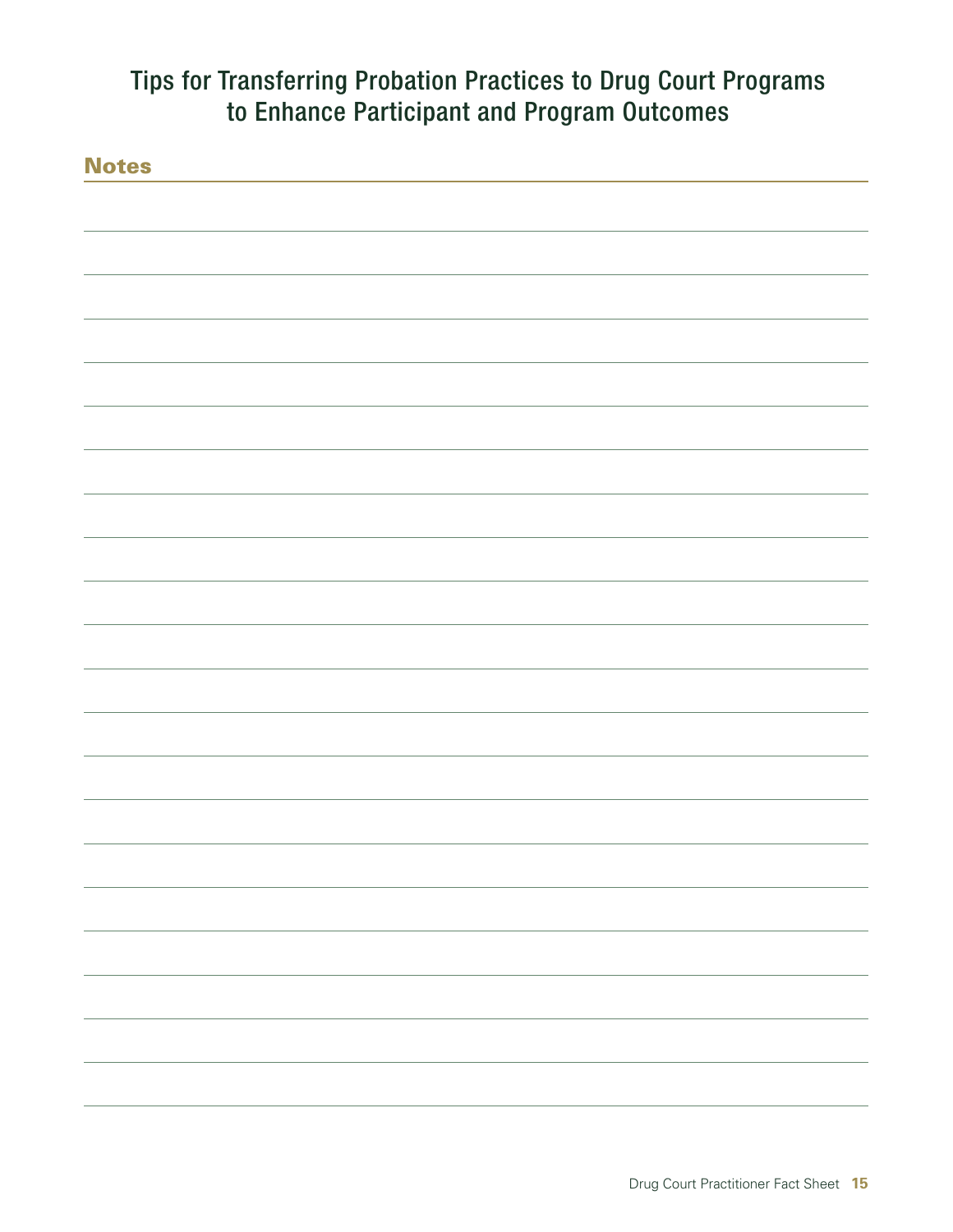# Tips for Transferring Probation Practices to Drug Court Programs to Enhance Participant and Program Outcomes

## Notes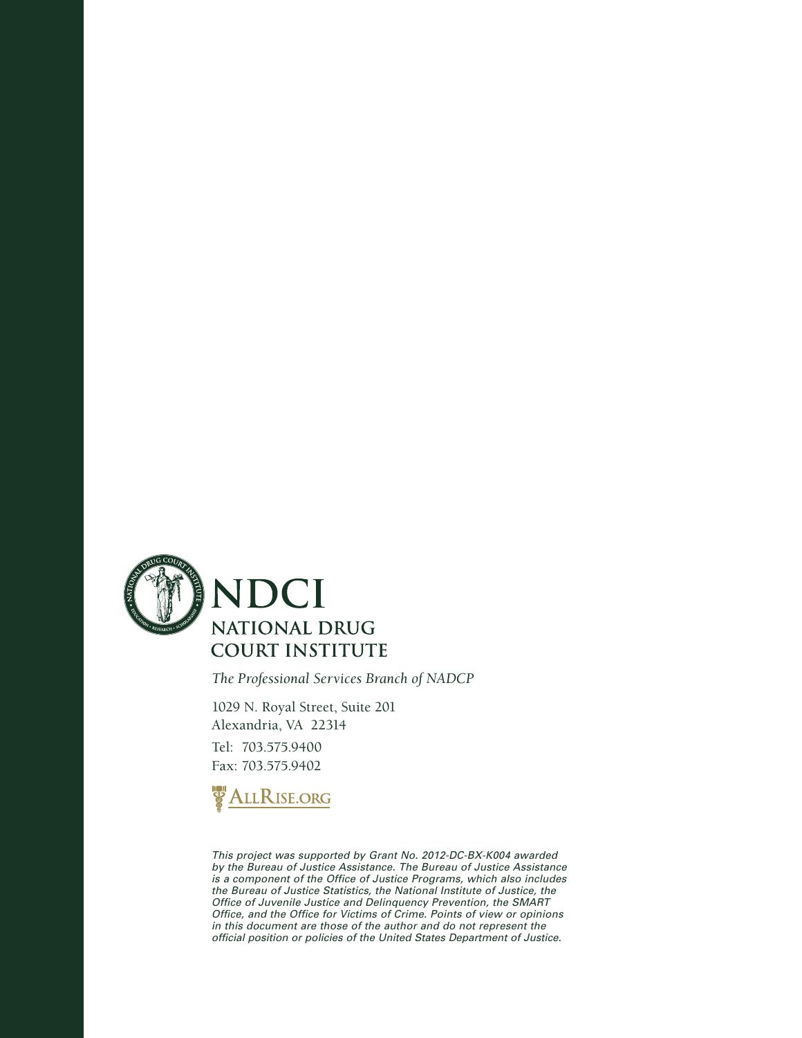# NDCI

## NATIONAL DRUG COURT INSTITUTE

*The Professional Services Branch of NADCP*

1029 N. Royal Street, Suite 201
Alexandria, VA 22314

Tel: 703.575.9400
Fax: 703.575.9402

ALLRISE.ORG

*This project was supported by Grant No. 2012-DC-BX-K004 awarded by the Bureau of Justice Assistance. The Bureau of Justice Assistance is a component of the Office of Justice Programs, which also includes the Bureau of Justice Statistics, the National Institute of Justice, the Office of Juvenile Justice and Delinquency Prevention, the SMART Office, and the Office for Victims of Crime. Points of view or opinions in this document are those of the author and do not represent the official position or policies of the United States Department of Justice.*